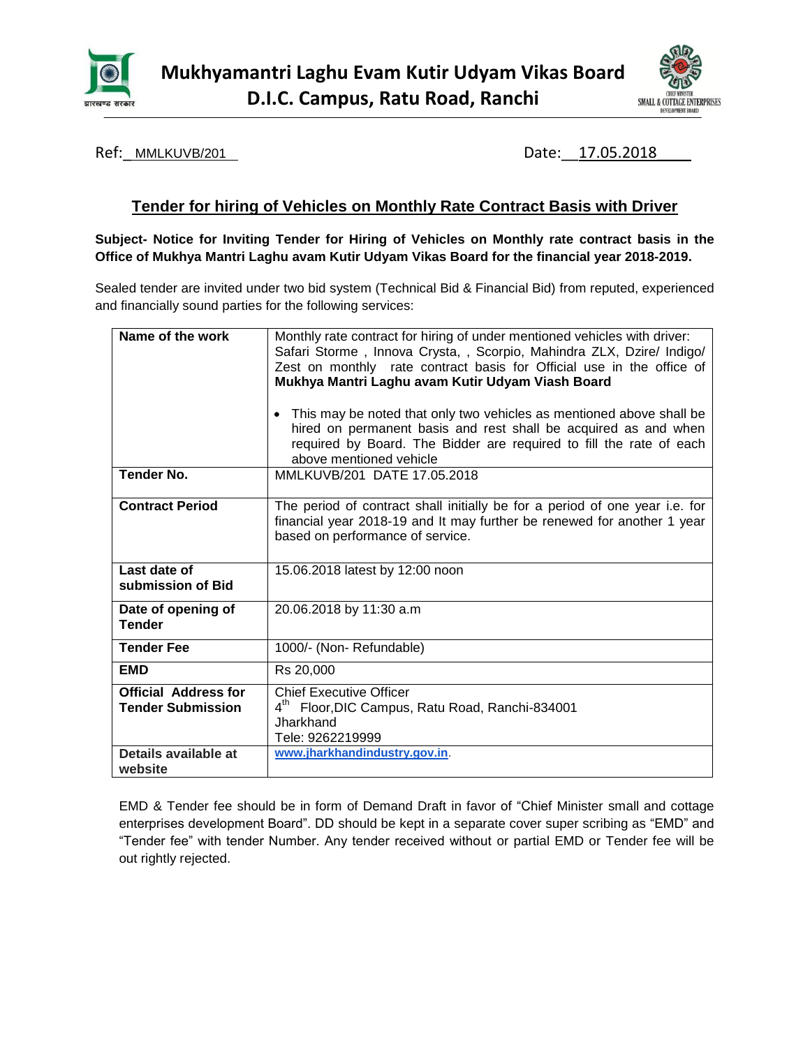# Mukhyamantri Laghu Evam Kutir Udyam Vikas Board
## D.I.C. Campus, Ratu Road, Ranchi

Ref: MMLKUVB/201 Date: 17.05.2018

## Tender for hiring of Vehicles on Monthly Rate Contract Basis with Driver

**Subject- Notice for Inviting Tender for Hiring of Vehicles on Monthly rate contract basis in the Office of Mukhya Mantri Laghu avam Kutir Udyam Vikas Board for the financial year 2018-2019.**

Sealed tender are invited under two bid system (Technical Bid & Financial Bid) from reputed, experienced and financially sound parties for the following services:

| | |
|---|---|
| **Name of the work** | Monthly rate contract for hiring of under mentioned vehicles with driver: Safari Storme , Innova Crysta, , Scorpio, Mahindra ZLX, Dzire/ Indigo/ Zest on monthly rate contract basis for Official use in the office of **Mukhya Mantri Laghu avam Kutir Udyam Viash Board**<br><br>• This may be noted that only two vehicles as mentioned above shall be hired on permanent basis and rest shall be acquired as and when required by Board. The Bidder are required to fill the rate of each above mentioned vehicle |
| **Tender No.** | MMLKUVB/201 DATE 17.05.2018 |
| **Contract Period** | The period of contract shall initially be for a period of one year i.e. for financial year 2018-19 and It may further be renewed for another 1 year based on performance of service. |
| **Last date of submission of Bid** | 15.06.2018 latest by 12:00 noon |
| **Date of opening of Tender** | 20.06.2018 by 11:30 a.m |
| **Tender Fee** | 1000/- (Non- Refundable) |
| **EMD** | Rs 20,000 |
| **Official Address for Tender Submission** | Chief Executive Officer<br>4th Floor,DIC Campus, Ratu Road, Ranchi-834001<br>Jharkhand<br>Tele: 9262219999 |
| **Details available at website** | www.jharkhandindustry.gov.in. |

EMD & Tender fee should be in form of Demand Draft in favor of "Chief Minister small and cottage enterprises development Board". DD should be kept in a separate cover super scribing as "EMD" and "Tender fee" with tender Number. Any tender received without or partial EMD or Tender fee will be out rightly rejected.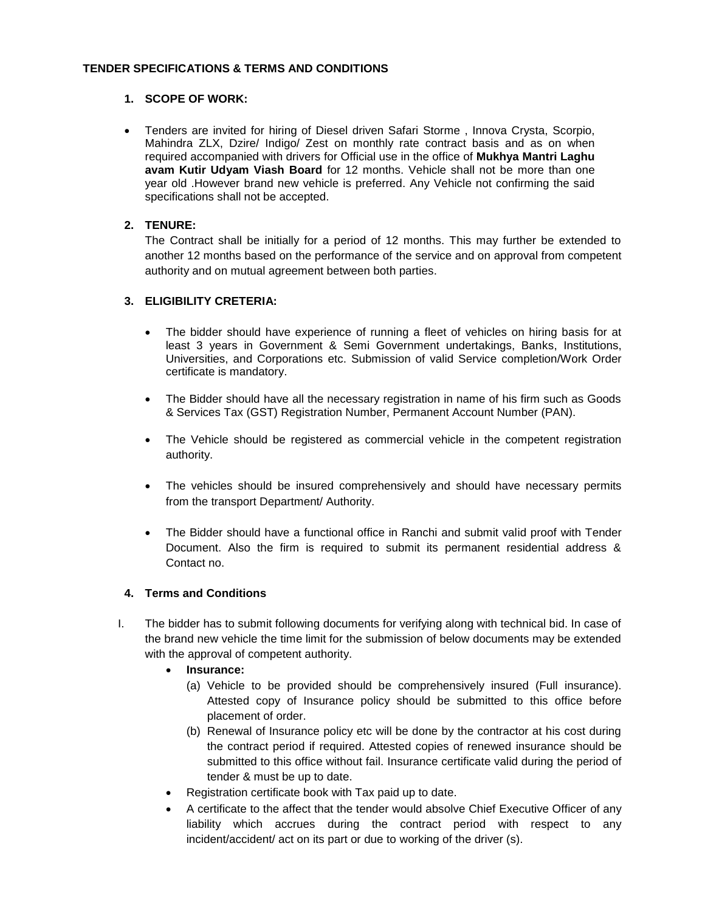**TENDER SPECIFICATIONS & TERMS AND CONDITIONS**

1. **SCOPE OF WORK:**

- Tenders are invited for hiring of Diesel driven Safari Storme , Innova Crysta, Scorpio, Mahindra ZLX, Dzire/ Indigo/ Zest on monthly rate contract basis and as on when required accompanied with drivers for Official use in the office of **Mukhya Mantri Laghu avam Kutir Udyam Viash Board** for 12 months. Vehicle shall not be more than one year old .However brand new vehicle is preferred. Any Vehicle not confirming the said specifications shall not be accepted.

2. **TENURE:**

   The Contract shall be initially for a period of 12 months. This may further be extended to another 12 months based on the performance of the service and on approval from competent authority and on mutual agreement between both parties.

3. **ELIGIBILITY CRETERIA:**

   - The bidder should have experience of running a fleet of vehicles on hiring basis for at least 3 years in Government & Semi Government undertakings, Banks, Institutions, Universities, and Corporations etc. Submission of valid Service completion/Work Order certificate is mandatory.
   - The Bidder should have all the necessary registration in name of his firm such as Goods & Services Tax (GST) Registration Number, Permanent Account Number (PAN).
   - The Vehicle should be registered as commercial vehicle in the competent registration authority.
   - The vehicles should be insured comprehensively and should have necessary permits from the transport Department/ Authority.
   - The Bidder should have a functional office in Ranchi and submit valid proof with Tender Document. Also the firm is required to submit its permanent residential address & Contact no.

4. **Terms and Conditions**

I. The bidder has to submit following documents for verifying along with technical bid. In case of the brand new vehicle the time limit for the submission of below documents may be extended with the approval of competent authority.
   - **Insurance:**
     (a) Vehicle to be provided should be comprehensively insured (Full insurance). Attested copy of Insurance policy should be submitted to this office before placement of order.
     (b) Renewal of Insurance policy etc will be done by the contractor at his cost during the contract period if required. Attested copies of renewed insurance should be submitted to this office without fail. Insurance certificate valid during the period of tender & must be up to date.
   - Registration certificate book with Tax paid up to date.
   - A certificate to the affect that the tender would absolve Chief Executive Officer of any liability which accrues during the contract period with respect to any incident/accident/ act on its part or due to working of the driver (s).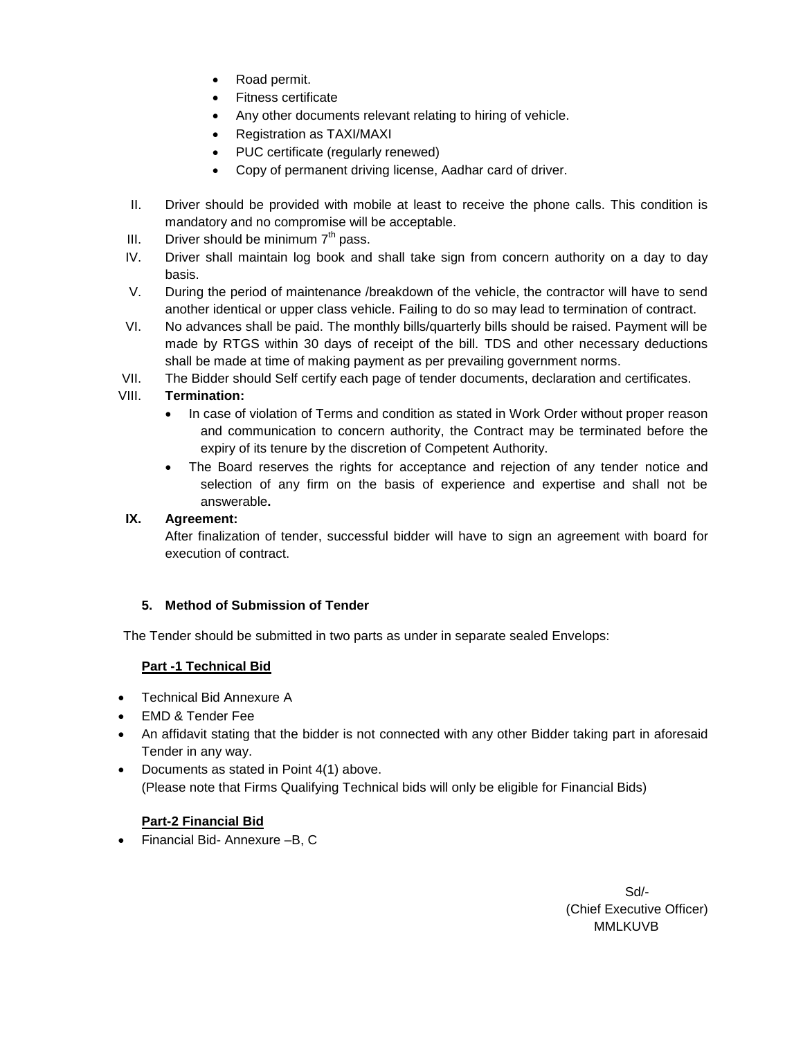- Road permit.
- Fitness certificate
- Any other documents relevant relating to hiring of vehicle.
- Registration as TAXI/MAXI
- PUC certificate (regularly renewed)
- Copy of permanent driving license, Aadhar card of driver.

II. Driver should be provided with mobile at least to receive the phone calls. This condition is mandatory and no compromise will be acceptable.

III. Driver should be minimum 7th pass.

IV. Driver shall maintain log book and shall take sign from concern authority on a day to day basis.

V. During the period of maintenance /breakdown of the vehicle, the contractor will have to send another identical or upper class vehicle. Failing to do so may lead to termination of contract.

VI. No advances shall be paid. The monthly bills/quarterly bills should be raised. Payment will be made by RTGS within 30 days of receipt of the bill. TDS and other necessary deductions shall be made at time of making payment as per prevailing government norms.

VII. The Bidder should Self certify each page of tender documents, declaration and certificates.

VIII. **Termination:**

- In case of violation of Terms and condition as stated in Work Order without proper reason and communication to concern authority, the Contract may be terminated before the expiry of its tenure by the discretion of Competent Authority.
- The Board reserves the rights for acceptance and rejection of any tender notice and selection of any firm on the basis of experience and expertise and shall not be answerable**.**

**IX. Agreement:**

After finalization of tender, successful bidder will have to sign an agreement with board for execution of contract.

**5. Method of Submission of Tender**

The Tender should be submitted in two parts as under in separate sealed Envelops:

**Part -1 Technical Bid**

- Technical Bid Annexure A
- EMD & Tender Fee
- An affidavit stating that the bidder is not connected with any other Bidder taking part in aforesaid Tender in any way.
- Documents as stated in Point 4(1) above.
  (Please note that Firms Qualifying Technical bids will only be eligible for Financial Bids)

**Part-2 Financial Bid**

- Financial Bid- Annexure –B, C

Sd/-
(Chief Executive Officer)
MMLKUVB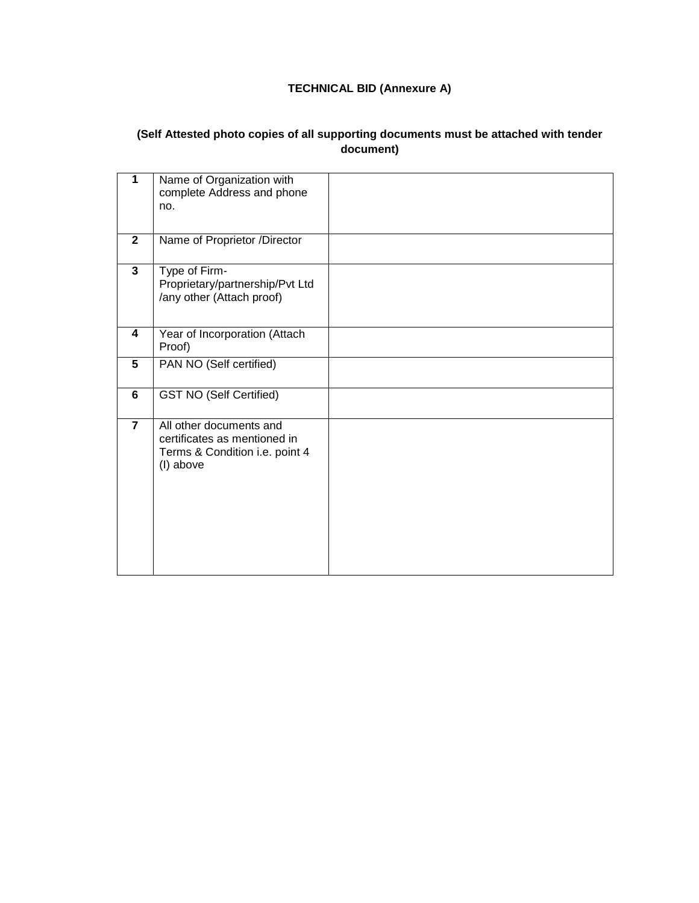**TECHNICAL BID (Annexure A)**

**(Self Attested photo copies of all supporting documents must be attached with tender document)**

| | | |
|---|---|---|
| **1** | Name of Organization with complete Address and phone no. | |
| **2** | Name of Proprietor /Director | |
| **3** | Type of Firm-Proprietary/partnership/Pvt Ltd /any other (Attach proof) | |
| **4** | Year of Incorporation (Attach Proof) | |
| **5** | PAN NO (Self certified) | |
| **6** | GST NO (Self Certified) | |
| **7** | All other documents and certificates as mentioned in Terms & Condition i.e. point 4 (I) above | |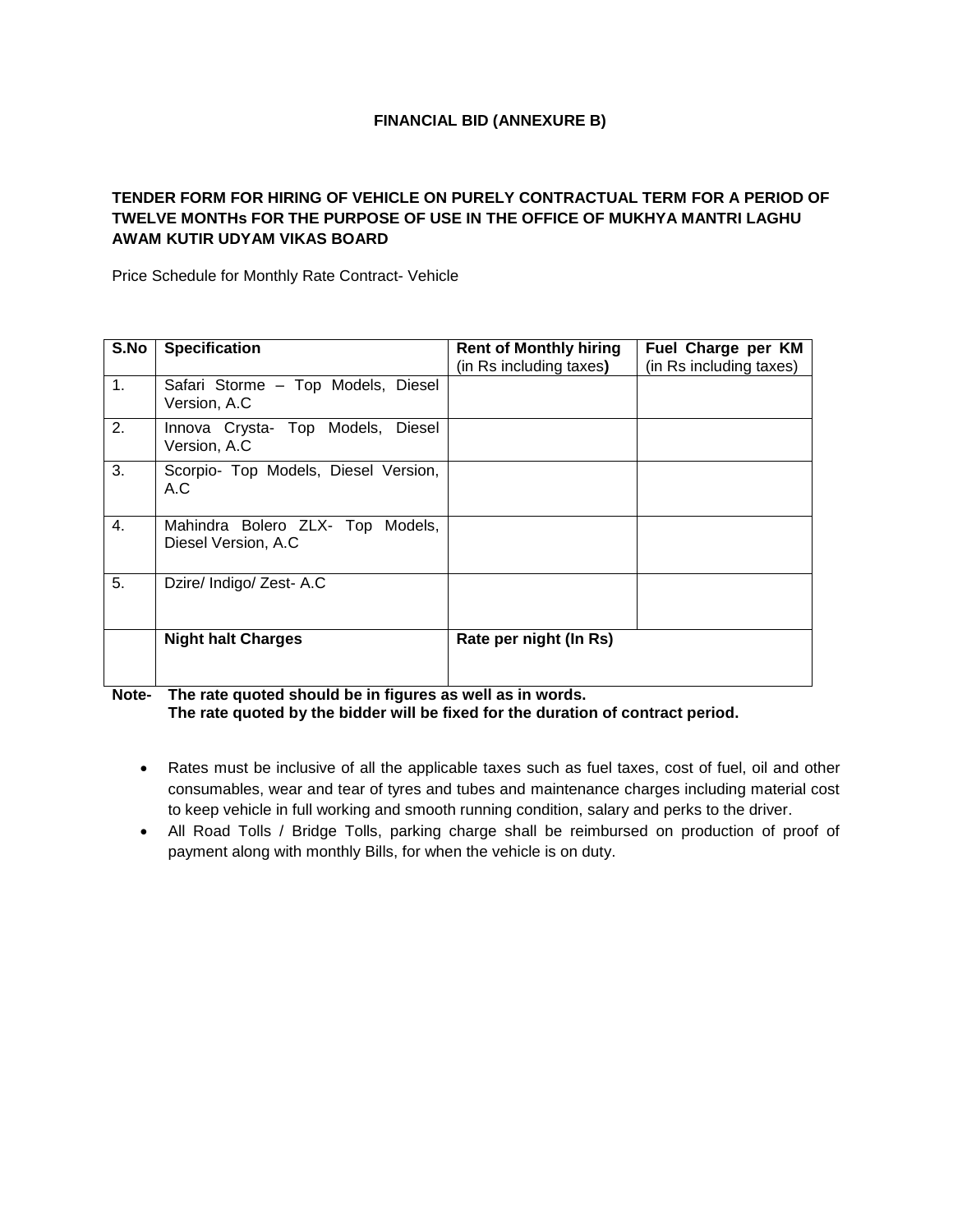**FINANCIAL BID (ANNEXURE B)**

**TENDER FORM FOR HIRING OF VEHICLE ON PURELY CONTRACTUAL TERM FOR A PERIOD OF TWELVE MONTHs FOR THE PURPOSE OF USE IN THE OFFICE OF MUKHYA MANTRI LAGHU AWAM KUTIR UDYAM VIKAS BOARD**

Price Schedule for Monthly Rate Contract- Vehicle

| S.No | Specification | Rent of Monthly hiring (in Rs including taxes) | Fuel Charge per KM (in Rs including taxes) |
|---|---|---|---|
| 1. | Safari Storme – Top Models, Diesel Version, A.C | | |
| 2. | Innova Crysta- Top Models, Diesel Version, A.C | | |
| 3. | Scorpio- Top Models, Diesel Version, A.C | | |
| 4. | Mahindra Bolero ZLX- Top Models, Diesel Version, A.C | | |
| 5. | Dzire/ Indigo/ Zest- A.C | | |
| | **Night halt Charges** | **Rate per night (In Rs)** | |

**Note- The rate quoted should be in figures as well as in words.**
**The rate quoted by the bidder will be fixed for the duration of contract period.**

- Rates must be inclusive of all the applicable taxes such as fuel taxes, cost of fuel, oil and other consumables, wear and tear of tyres and tubes and maintenance charges including material cost to keep vehicle in full working and smooth running condition, salary and perks to the driver.
- All Road Tolls / Bridge Tolls, parking charge shall be reimbursed on production of proof of payment along with monthly Bills, for when the vehicle is on duty.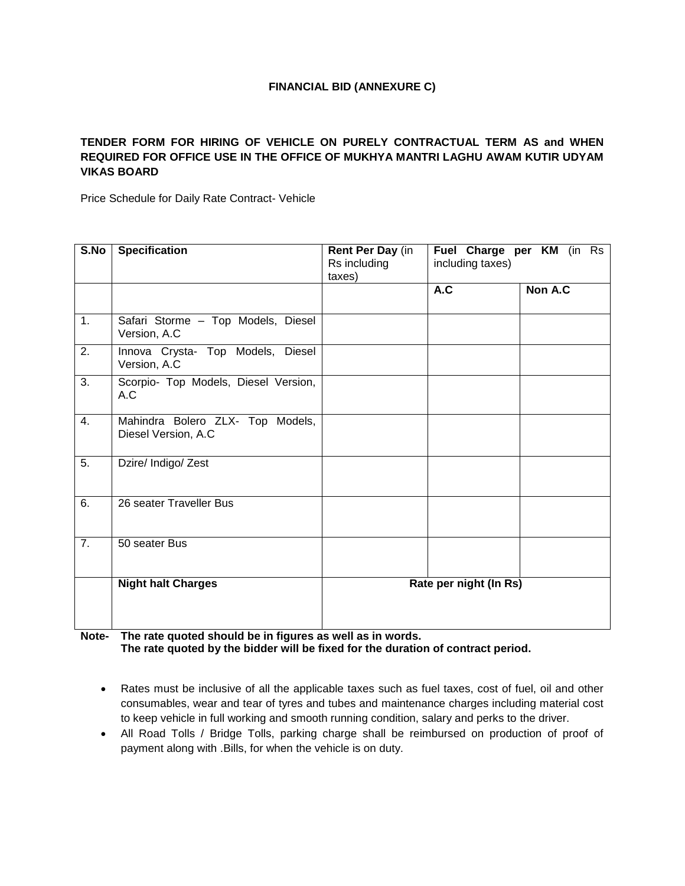**FINANCIAL BID (ANNEXURE C)**

**TENDER FORM FOR HIRING OF VEHICLE ON PURELY CONTRACTUAL TERM AS and WHEN REQUIRED FOR OFFICE USE IN THE OFFICE OF MUKHYA MANTRI LAGHU AWAM KUTIR UDYAM VIKAS BOARD**

Price Schedule for Daily Rate Contract- Vehicle

| S.No | Specification | Rent Per Day (in Rs including taxes) | Fuel Charge per KM (in Rs including taxes) | |
|---|---|---|---|---|
| | | | **A.C** | **Non A.C** |
| 1. | Safari Storme – Top Models, Diesel Version, A.C | | | |
| 2. | Innova Crysta- Top Models, Diesel Version, A.C | | | |
| 3. | Scorpio- Top Models, Diesel Version, A.C | | | |
| 4. | Mahindra Bolero ZLX- Top Models, Diesel Version, A.C | | | |
| 5. | Dzire/ Indigo/ Zest | | | |
| 6. | 26 seater Traveller Bus | | | |
| 7. | 50 seater Bus | | | |
| | **Night halt Charges** | **Rate per night (In Rs)** | | |

**Note- The rate quoted should be in figures as well as in words.**
**The rate quoted by the bidder will be fixed for the duration of contract period.**

- Rates must be inclusive of all the applicable taxes such as fuel taxes, cost of fuel, oil and other consumables, wear and tear of tyres and tubes and maintenance charges including material cost to keep vehicle in full working and smooth running condition, salary and perks to the driver.
- All Road Tolls / Bridge Tolls, parking charge shall be reimbursed on production of proof of payment along with .Bills, for when the vehicle is on duty.